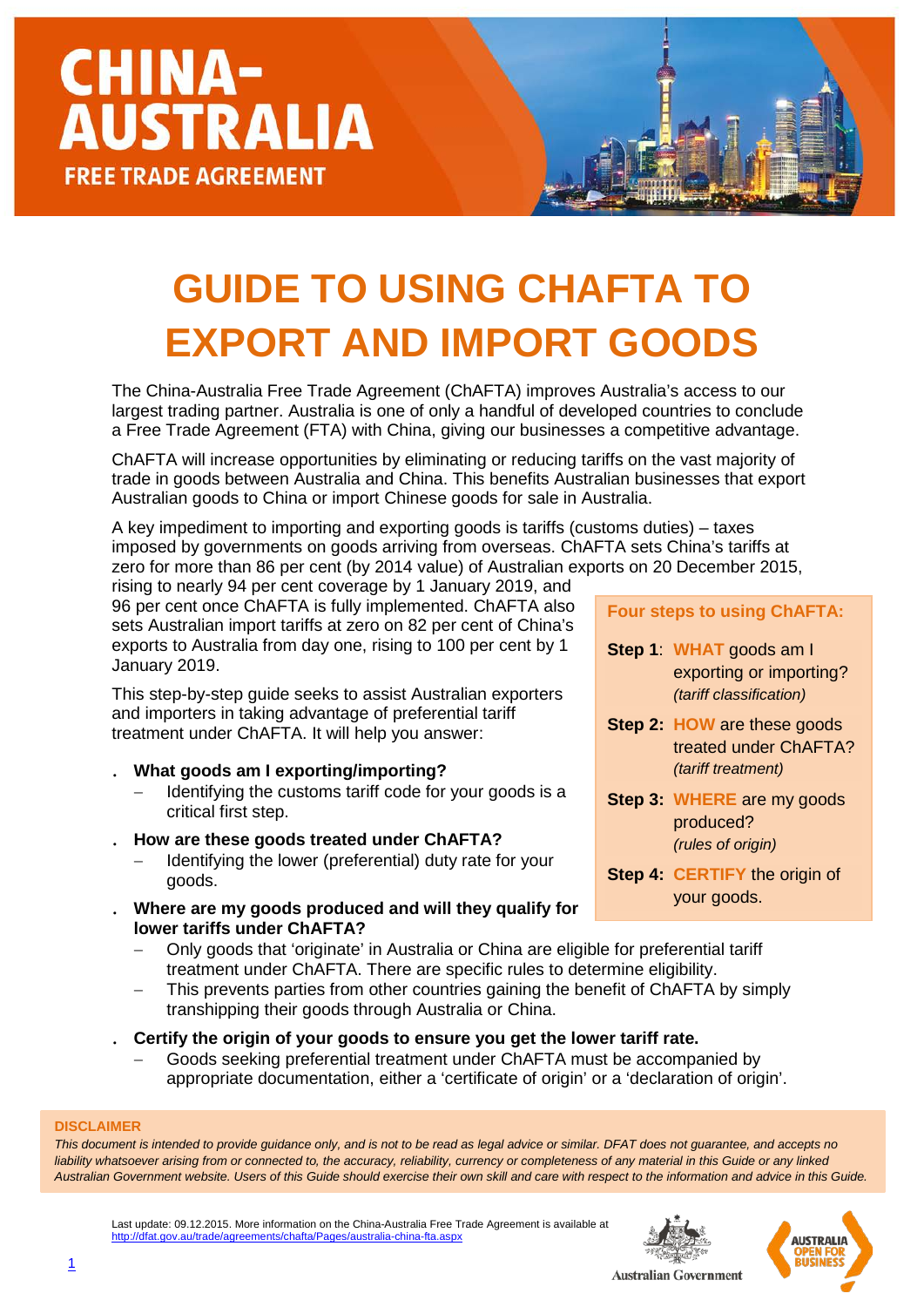# CHINA-AUSTRALIA FREE TRADE AGREEMENT

# GUIDE TO USING CHAFTA TO EXPORT AND IMPORT GOODS

The China-Australia Free Trade Agreement (ChAFTA) improves Australia's access to our largest trading partner. Australia is one of only a handful of developed countries to conclude a Free Trade Agreement (FTA) with China, giving our businesses a competitive advantage.

ChAFTA will increase opportunities by eliminating or reducing tariffs on the vast majority of trade in goods between Australia and China. This benefits Australian businesses that export Australian goods to China or import Chinese goods for sale in Australia.

A key impediment to importing and exporting goods is tariffs (customs duties) – taxes imposed by governments on goods arriving from overseas. ChAFTA sets China's tariffs at zero for more than 86 per cent (by 2014 value) of Australian exports on 20 December 2015, rising to nearly 94 per cent coverage by 1 January 2019, and 96 per cent once ChAFTA is fully implemented. ChAFTA also sets Australian import tariffs at zero on 82 per cent of China's exports to Australia from day one, rising to 100 per cent by 1 January 2019.

This step-by-step guide seeks to assist Australian exporters and importers in taking advantage of preferential tariff treatment under ChAFTA. It will help you answer:

- **What goods am I exporting/importing?**
  - Identifying the customs tariff code for your goods is a critical first step.
- **How are these goods treated under ChAFTA?**
  - Identifying the lower (preferential) duty rate for your goods.
- **Where are my goods produced and will they qualify for lower tariffs under ChAFTA?**
  - Only goods that 'originate' in Australia or China are eligible for preferential tariff treatment under ChAFTA. There are specific rules to determine eligibility.
  - This prevents parties from other countries gaining the benefit of ChAFTA by simply transhipping their goods through Australia or China.
- **Certify the origin of your goods to ensure you get the lower tariff rate.**
  - Goods seeking preferential treatment under ChAFTA must be accompanied by appropriate documentation, either a 'certificate of origin' or a 'declaration of origin'.

**Four steps to using ChAFTA:**

**Step 1**: WHAT goods am I exporting or importing? *(tariff classification)*

**Step 2:** HOW are these goods treated under ChAFTA? *(tariff treatment)*

**Step 3:** WHERE are my goods produced? *(rules of origin)*

**Step 4:** CERTIFY the origin of your goods.

**DISCLAIMER**

*This document is intended to provide guidance only, and is not to be read as legal advice or similar. DFAT does not guarantee, and accepts no liability whatsoever arising from or connected to, the accuracy, reliability, currency or completeness of any material in this Guide or any linked Australian Government website. Users of this Guide should exercise their own skill and care with respect to the information and advice in this Guide.*

Last update: 09.12.2015. More information on the China-Australia Free Trade Agreement is available at http://dfat.gov.au/trade/agreements/chafta/Pages/australia-china-fta.aspx

Australian Government

AUSTRALIA OPEN FOR BUSINESS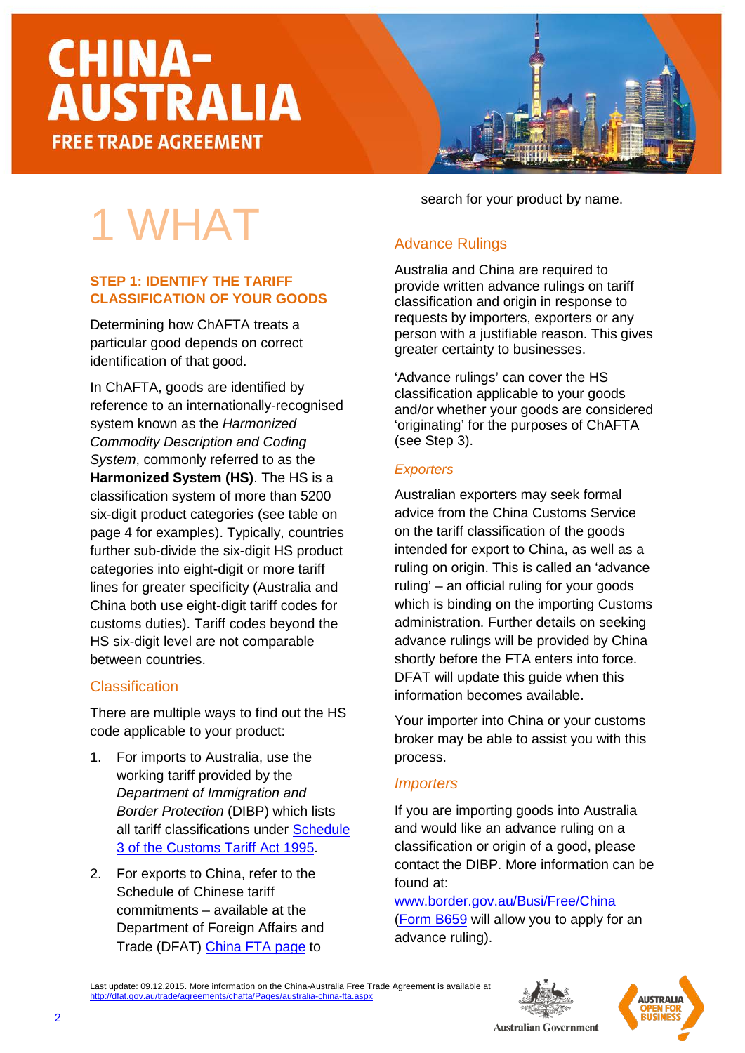# 1 WHAT

## STEP 1: IDENTIFY THE TARIFF CLASSIFICATION OF YOUR GOODS

Determining how ChAFTA treats a particular good depends on correct identification of that good.

In ChAFTA, goods are identified by reference to an internationally-recognised system known as the *Harmonized Commodity Description and Coding System*, commonly referred to as the **Harmonized System (HS)**. The HS is a classification system of more than 5200 six-digit product categories (see table on page 4 for examples). Typically, countries further sub-divide the six-digit HS product categories into eight-digit or more tariff lines for greater specificity (Australia and China both use eight-digit tariff codes for customs duties). Tariff codes beyond the HS six-digit level are not comparable between countries.

### Classification

There are multiple ways to find out the HS code applicable to your product:

1. For imports to Australia, use the working tariff provided by the *Department of Immigration and Border Protection* (DIBP) which lists all tariff classifications under Schedule 3 of the Customs Tariff Act 1995.
2. For exports to China, refer to the Schedule of Chinese tariff commitments – available at the Department of Foreign Affairs and Trade (DFAT) China FTA page to search for your product by name.

### Advance Rulings

Australia and China are required to provide written advance rulings on tariff classification and origin in response to requests by importers, exporters or any person with a justifiable reason. This gives greater certainty to businesses.

'Advance rulings' can cover the HS classification applicable to your goods and/or whether your goods are considered 'originating' for the purposes of ChAFTA (see Step 3).

#### *Exporters*

Australian exporters may seek formal advice from the China Customs Service on the tariff classification of the goods intended for export to China, as well as a ruling on origin. This is called an 'advance ruling' – an official ruling for your goods which is binding on the importing Customs administration. Further details on seeking advance rulings will be provided by China shortly before the FTA enters into force. DFAT will update this guide when this information becomes available.

Your importer into China or your customs broker may be able to assist you with this process.

#### *Importers*

If you are importing goods into Australia and would like an advance ruling on a classification or origin of a good, please contact the DIBP. More information can be found at:
www.border.gov.au/Busi/Free/China
(Form B659 will allow you to apply for an advance ruling).

Last update: 09.12.2015. More information on the China-Australia Free Trade Agreement is available at http://dfat.gov.au/trade/agreements/chafta/Pages/australia-china-fta.aspx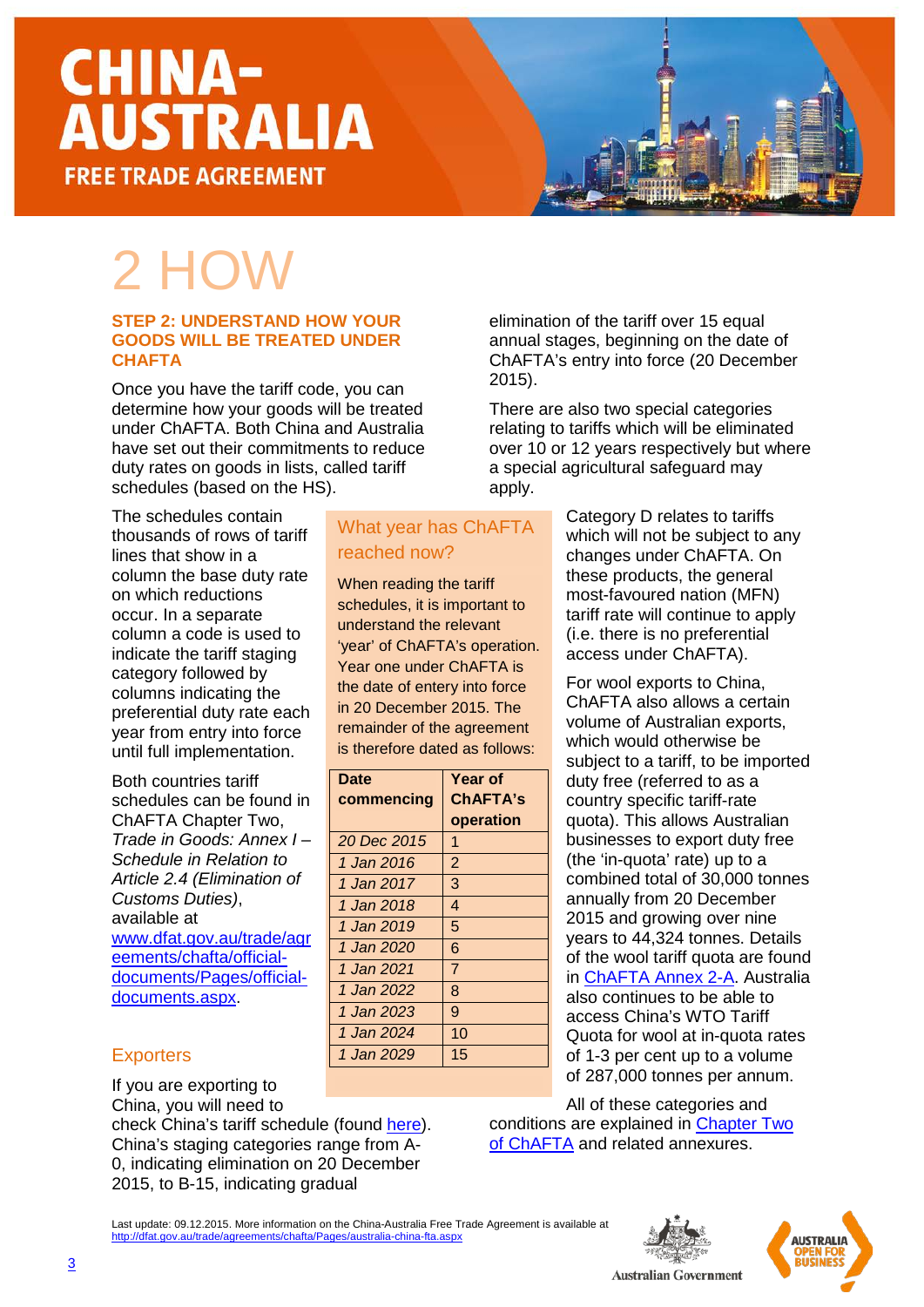# 2 HOW

### STEP 2: UNDERSTAND HOW YOUR GOODS WILL BE TREATED UNDER CHAFTA

Once you have the tariff code, you can determine how your goods will be treated under ChAFTA. Both China and Australia have set out their commitments to reduce duty rates on goods in lists, called tariff schedules (based on the HS).

The schedules contain thousands of rows of tariff lines that show in a column the base duty rate on which reductions occur. In a separate column a code is used to indicate the tariff staging category followed by columns indicating the preferential duty rate each year from entry into force until full implementation.

Both countries tariff schedules can be found in ChAFTA Chapter Two, *Trade in Goods: Annex I – Schedule in Relation to Article 2.4 (Elimination of Customs Duties)*, available at [www.dfat.gov.au/trade/agreements/chafta/official-documents/Pages/official-documents.aspx](www.dfat.gov.au/trade/agreements/chafta/official-documents/Pages/official-documents.aspx).

## What year has ChAFTA reached now?

When reading the tariff schedules, it is important to understand the relevant 'year' of ChAFTA's operation. Year one under ChAFTA is the date of entery into force in 20 December 2015. The remainder of the agreement is therefore dated as follows:

| Date commencing | Year of ChAFTA's operation |
|---|---|
| *20 Dec 2015* | 1 |
| *1 Jan 2016* | 2 |
| *1 Jan 2017* | 3 |
| *1 Jan 2018* | 4 |
| *1 Jan 2019* | 5 |
| *1 Jan 2020* | 6 |
| *1 Jan 2021* | 7 |
| *1 Jan 2022* | 8 |
| *1 Jan 2023* | 9 |
| *1 Jan 2024* | 10 |
| *1 Jan 2029* | 15 |

## Exporters

If you are exporting to China, you will need to check China's tariff schedule (found [here]()). China's staging categories range from A-0, indicating elimination on 20 December 2015, to B-15, indicating gradual elimination of the tariff over 15 equal annual stages, beginning on the date of ChAFTA's entry into force (20 December 2015).

There are also two special categories relating to tariffs which will be eliminated over 10 or 12 years respectively but where a special agricultural safeguard may apply.

Category D relates to tariffs which will not be subject to any changes under ChAFTA. On these products, the general most-favoured nation (MFN) tariff rate will continue to apply (i.e. there is no preferential access under ChAFTA).

For wool exports to China, ChAFTA also allows a certain volume of Australian exports, which would otherwise be subject to a tariff, to be imported duty free (referred to as a country specific tariff-rate quota). This allows Australian businesses to export duty free (the 'in-quota' rate) up to a combined total of 30,000 tonnes annually from 20 December 2015 and growing over nine years to 44,324 tonnes. Details of the wool tariff quota are found in [ChAFTA Annex 2-A](). Australia also continues to be able to access China's WTO Tariff Quota for wool at in-quota rates of 1-3 per cent up to a volume of 287,000 tonnes per annum.

All of these categories and conditions are explained in [Chapter Two of ChAFTA]() and related annexures.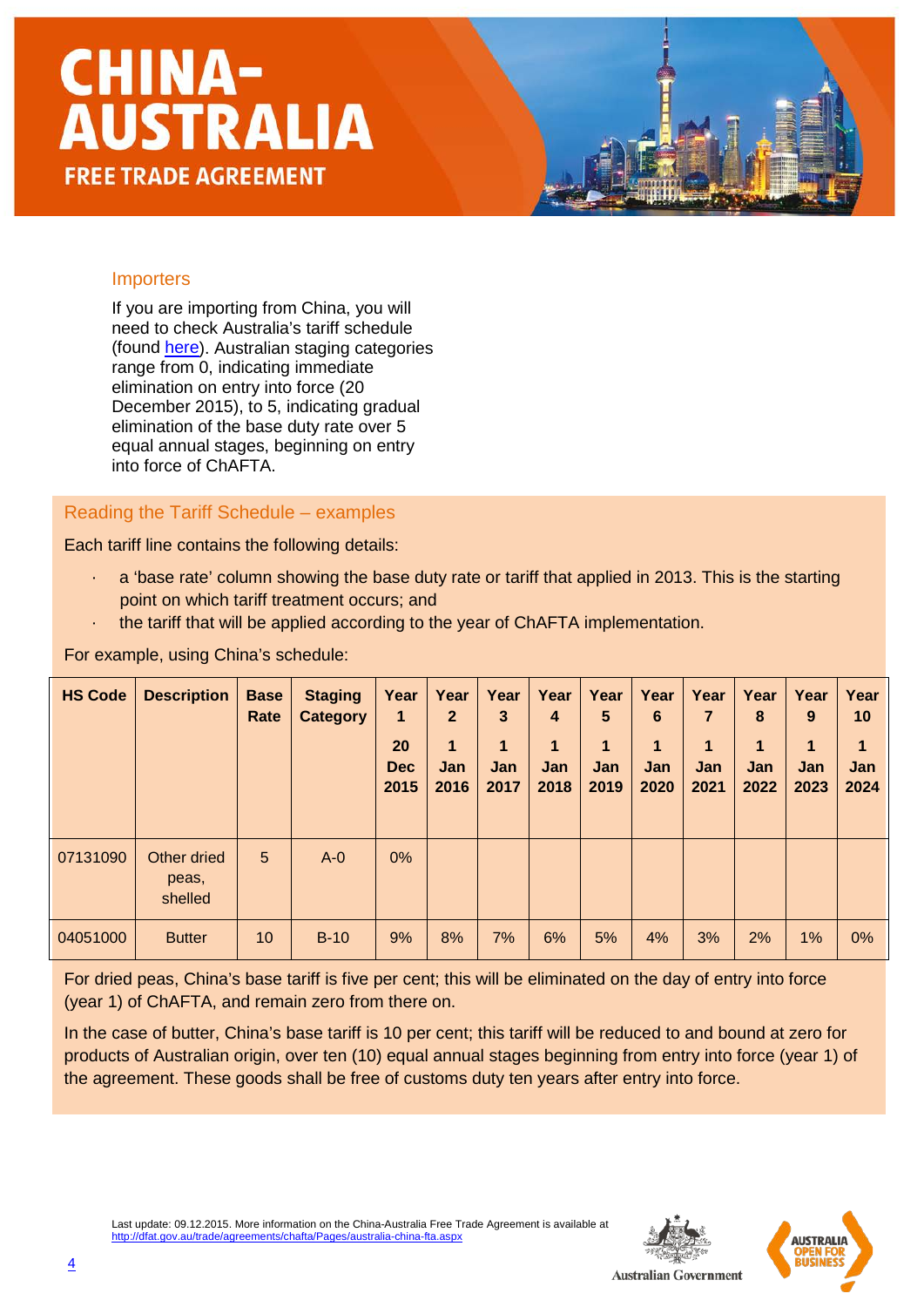# CHINA-AUSTRALIA FREE TRADE AGREEMENT

## Importers

If you are importing from China, you will need to check Australia's tariff schedule (found [here](#)). Australian staging categories range from 0, indicating immediate elimination on entry into force (20 December 2015), to 5, indicating gradual elimination of the base duty rate over 5 equal annual stages, beginning on entry into force of ChAFTA.

## Reading the Tariff Schedule – examples

Each tariff line contains the following details:

- a 'base rate' column showing the base duty rate or tariff that applied in 2013. This is the starting point on which tariff treatment occurs; and
- the tariff that will be applied according to the year of ChAFTA implementation.

For example, using China's schedule:

| HS Code | Description | Base Rate | Staging Category | Year 1<br>20 Dec 2015 | Year 2<br>1 Jan 2016 | Year 3<br>1 Jan 2017 | Year 4<br>1 Jan 2018 | Year 5<br>1 Jan 2019 | Year 6<br>1 Jan 2020 | Year 7<br>1 Jan 2021 | Year 8<br>1 Jan 2022 | Year 9<br>1 Jan 2023 | Year 10<br>1 Jan 2024 |
|---|---|---|---|---|---|---|---|---|---|---|---|---|---|
| 07131090 | Other dried peas, shelled | 5 | A-0 | 0% | | | | | | | | | |
| 04051000 | Butter | 10 | B-10 | 9% | 8% | 7% | 6% | 5% | 4% | 3% | 2% | 1% | 0% |

For dried peas, China's base tariff is five per cent; this will be eliminated on the day of entry into force (year 1) of ChAFTA, and remain zero from there on.

In the case of butter, China's base tariff is 10 per cent; this tariff will be reduced to and bound at zero for products of Australian origin, over ten (10) equal annual stages beginning from entry into force (year 1) of the agreement. These goods shall be free of customs duty ten years after entry into force.

Last update: 09.12.2015. More information on the China-Australia Free Trade Agreement is available at http://dfat.gov.au/trade/agreements/chafta/Pages/australia-china-fta.aspx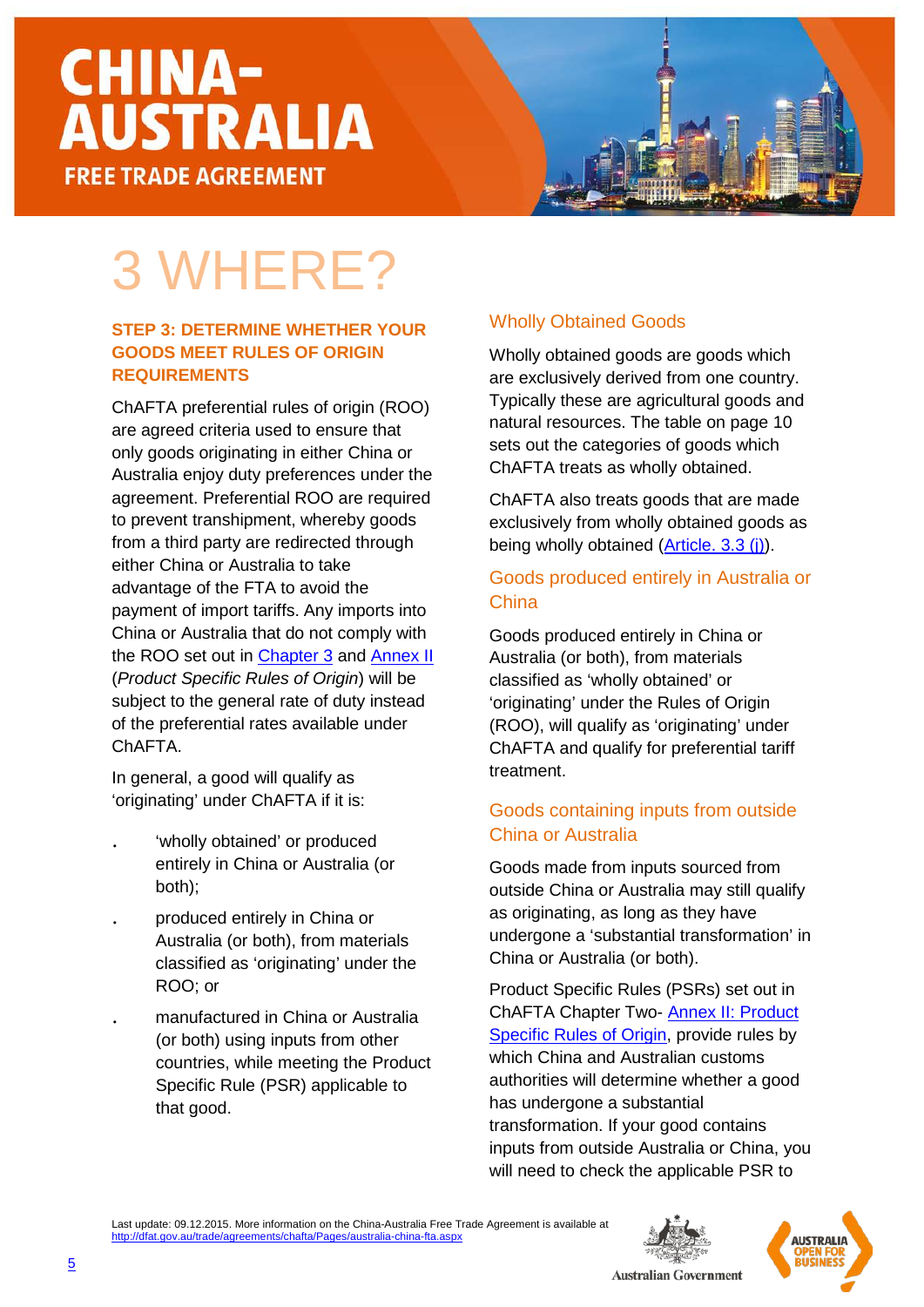# CHINA-AUSTRALIA FREE TRADE AGREEMENT

# 3 WHERE?

**STEP 3: DETERMINE WHETHER YOUR GOODS MEET RULES OF ORIGIN REQUIREMENTS**

ChAFTA preferential rules of origin (ROO) are agreed criteria used to ensure that only goods originating in either China or Australia enjoy duty preferences under the agreement. Preferential ROO are required to prevent transhipment, whereby goods from a third party are redirected through either China or Australia to take advantage of the FTA to avoid the payment of import tariffs. Any imports into China or Australia that do not comply with the ROO set out in Chapter 3 and Annex II (*Product Specific Rules of Origin*) will be subject to the general rate of duty instead of the preferential rates available under ChAFTA.

In general, a good will qualify as 'originating' under ChAFTA if it is:

- 'wholly obtained' or produced entirely in China or Australia (or both);
- produced entirely in China or Australia (or both), from materials classified as 'originating' under the ROO; or
- manufactured in China or Australia (or both) using inputs from other countries, while meeting the Product Specific Rule (PSR) applicable to that good.

## Wholly Obtained Goods

Wholly obtained goods are goods which are exclusively derived from one country. Typically these are agricultural goods and natural resources. The table on page 10 sets out the categories of goods which ChAFTA treats as wholly obtained.

ChAFTA also treats goods that are made exclusively from wholly obtained goods as being wholly obtained (Article. 3.3 (j)).

## Goods produced entirely in Australia or China

Goods produced entirely in China or Australia (or both), from materials classified as 'wholly obtained' or 'originating' under the Rules of Origin (ROO), will qualify as 'originating' under ChAFTA and qualify for preferential tariff treatment.

## Goods containing inputs from outside China or Australia

Goods made from inputs sourced from outside China or Australia may still qualify as originating, as long as they have undergone a 'substantial transformation' in China or Australia (or both).

Product Specific Rules (PSRs) set out in ChAFTA Chapter Two- Annex II: Product Specific Rules of Origin, provide rules by which China and Australian customs authorities will determine whether a good has undergone a substantial transformation. If your good contains inputs from outside Australia or China, you will need to check the applicable PSR to

Last update: 09.12.2015. More information on the China-Australia Free Trade Agreement is available at http://dfat.gov.au/trade/agreements/chafta/Pages/australia-china-fta.aspx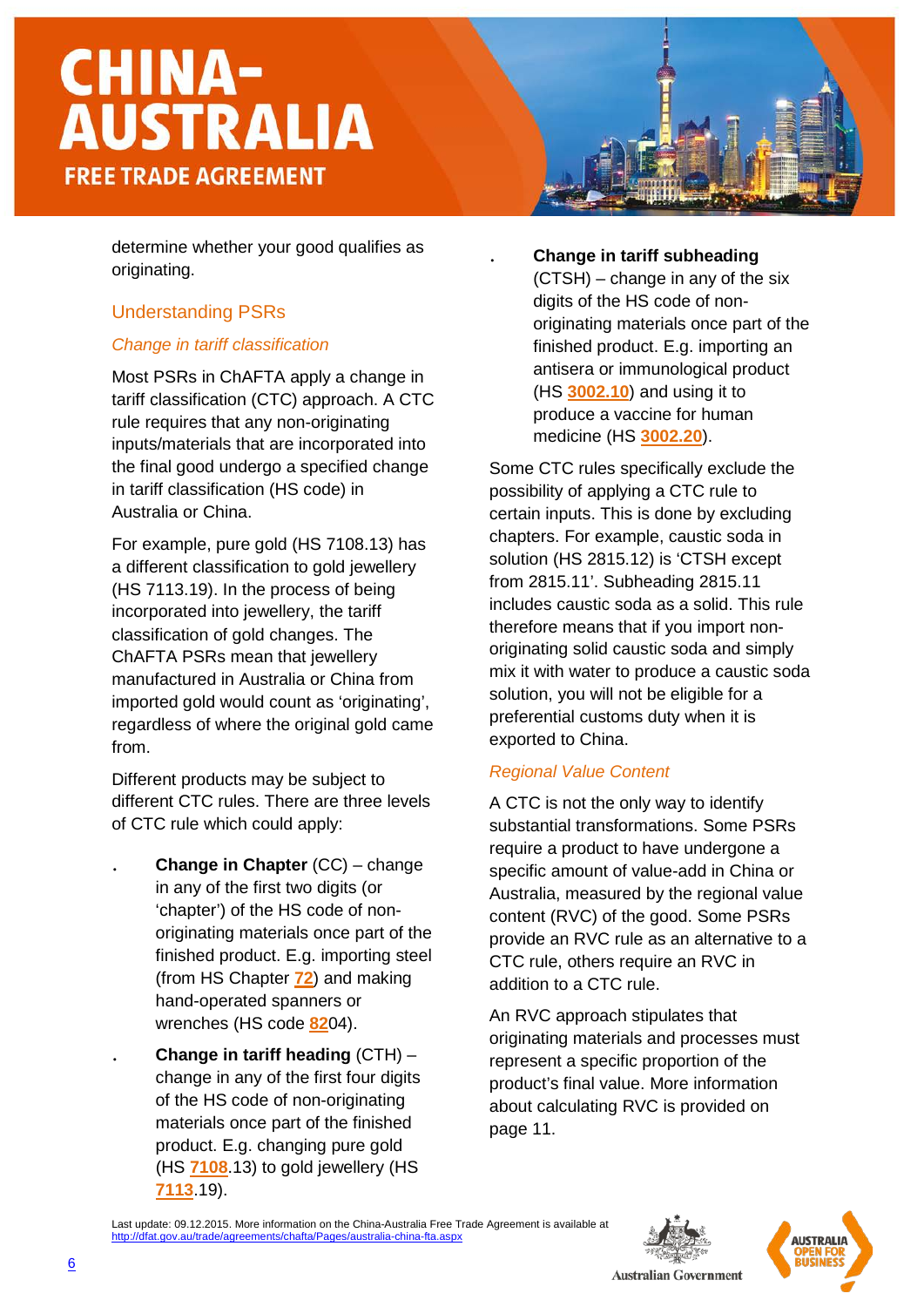determine whether your good qualifies as originating.

## Understanding PSRs

### *Change in tariff classification*

Most PSRs in ChAFTA apply a change in tariff classification (CTC) approach. A CTC rule requires that any non-originating inputs/materials that are incorporated into the final good undergo a specified change in tariff classification (HS code) in Australia or China.

For example, pure gold (HS 7108.13) has a different classification to gold jewellery (HS 7113.19). In the process of being incorporated into jewellery, the tariff classification of gold changes. The ChAFTA PSRs mean that jewellery manufactured in Australia or China from imported gold would count as 'originating', regardless of where the original gold came from.

Different products may be subject to different CTC rules. There are three levels of CTC rule which could apply:

- **Change in Chapter** (CC) – change in any of the first two digits (or 'chapter') of the HS code of non-originating materials once part of the finished product. E.g. importing steel (from HS Chapter 72) and making hand-operated spanners or wrenches (HS code 8204).
- **Change in tariff heading** (CTH) – change in any of the first four digits of the HS code of non-originating materials once part of the finished product. E.g. changing pure gold (HS 7108.13) to gold jewellery (HS 7113.19).
- **Change in tariff subheading** (CTSH) – change in any of the six digits of the HS code of non-originating materials once part of the finished product. E.g. importing an antisera or immunological product (HS 3002.10) and using it to produce a vaccine for human medicine (HS 3002.20).

Some CTC rules specifically exclude the possibility of applying a CTC rule to certain inputs. This is done by excluding chapters. For example, caustic soda in solution (HS 2815.12) is 'CTSH except from 2815.11'. Subheading 2815.11 includes caustic soda as a solid. This rule therefore means that if you import non-originating solid caustic soda and simply mix it with water to produce a caustic soda solution, you will not be eligible for a preferential customs duty when it is exported to China.

### *Regional Value Content*

A CTC is not the only way to identify substantial transformations. Some PSRs require a product to have undergone a specific amount of value-add in China or Australia, measured by the regional value content (RVC) of the good. Some PSRs provide an RVC rule as an alternative to a CTC rule, others require an RVC in addition to a CTC rule.

An RVC approach stipulates that originating materials and processes must represent a specific proportion of the product's final value. More information about calculating RVC is provided on page 11.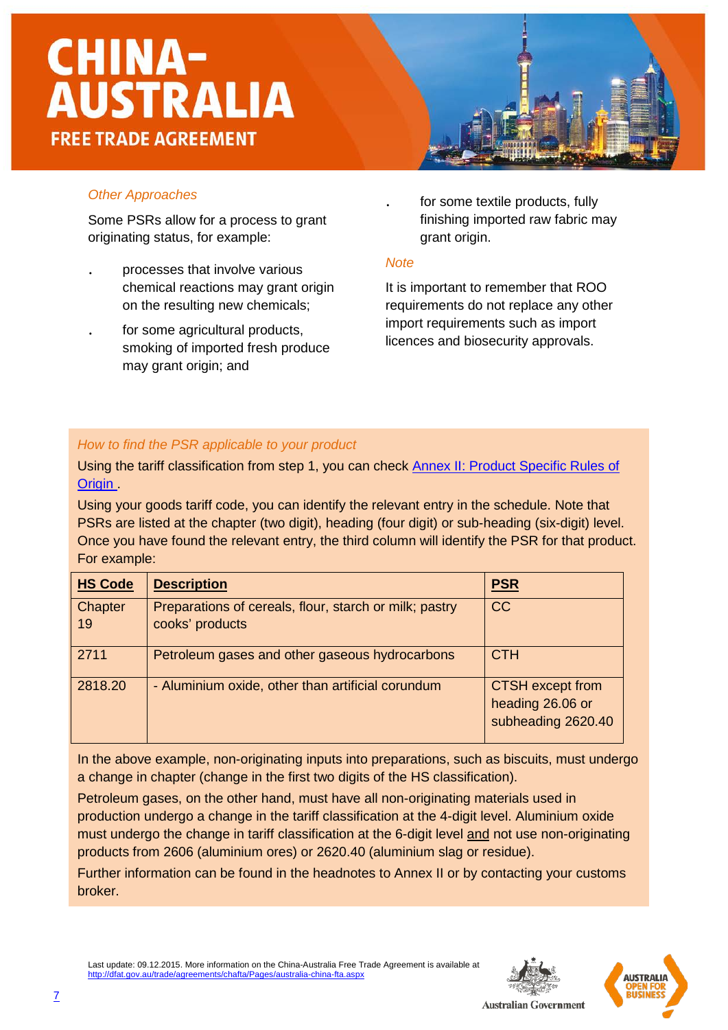*Other Approaches*

Some PSRs allow for a process to grant originating status, for example:

- processes that involve various chemical reactions may grant origin on the resulting new chemicals;
- for some agricultural products, smoking of imported fresh produce may grant origin; and
- for some textile products, fully finishing imported raw fabric may grant origin.

*Note*

It is important to remember that ROO requirements do not replace any other import requirements such as import licences and biosecurity approvals.

*How to find the PSR applicable to your product*

Using the tariff classification from step 1, you can check [Annex II: Product Specific Rules of Origin](#).

Using your goods tariff code, you can identify the relevant entry in the schedule. Note that PSRs are listed at the chapter (two digit), heading (four digit) or sub-heading (six-digit) level. Once you have found the relevant entry, the third column will identify the PSR for that product. For example:

| HS Code | Description | PSR |
|---|---|---|
| Chapter 19 | Preparations of cereals, flour, starch or milk; pastry cooks' products | CC |
| 2711 | Petroleum gases and other gaseous hydrocarbons | CTH |
| 2818.20 | - Aluminium oxide, other than artificial corundum | CTSH except from heading 26.06 or subheading 2620.40 |

In the above example, non-originating inputs into preparations, such as biscuits, must undergo a change in chapter (change in the first two digits of the HS classification).

Petroleum gases, on the other hand, must have all non-originating materials used in production undergo a change in the tariff classification at the 4-digit level. Aluminium oxide must undergo the change in tariff classification at the 6-digit level and not use non-originating products from 2606 (aluminium ores) or 2620.40 (aluminium slag or residue).

Further information can be found in the headnotes to Annex II or by contacting your customs broker.

Last update: 09.12.2015. More information on the China-Australia Free Trade Agreement is available at http://dfat.gov.au/trade/agreements/chafta/Pages/australia-china-fta.aspx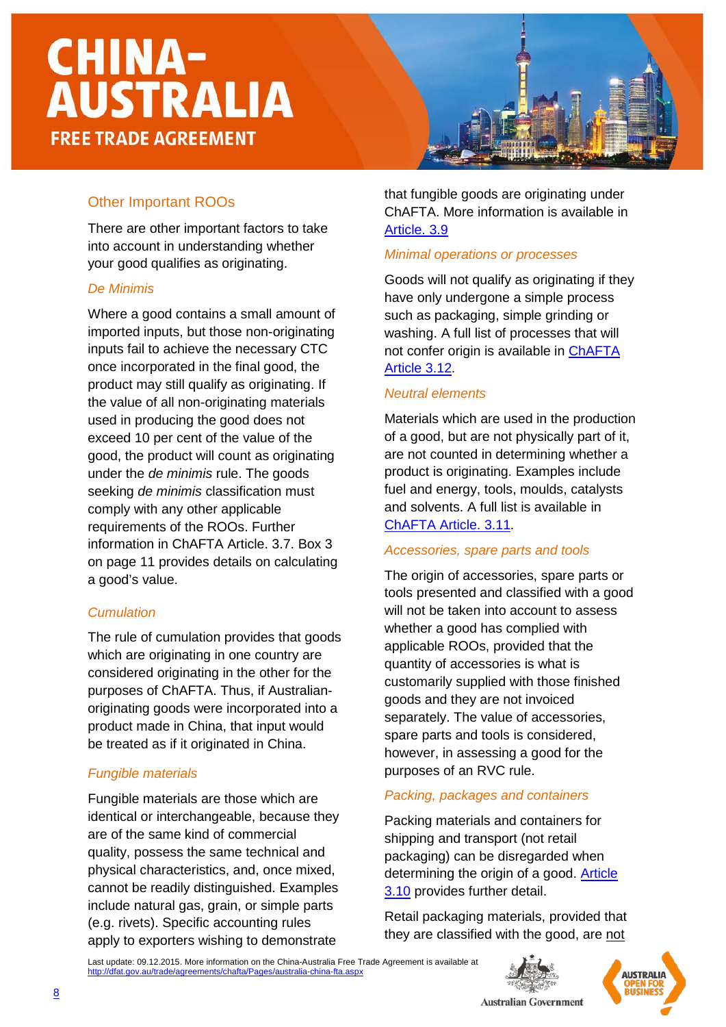## Other Important ROOs

There are other important factors to take into account in understanding whether your good qualifies as originating.

### *De Minimis*

Where a good contains a small amount of imported inputs, but those non-originating inputs fail to achieve the necessary CTC once incorporated in the final good, the product may still qualify as originating. If the value of all non-originating materials used in producing the good does not exceed 10 per cent of the value of the good, the product will count as originating under the *de minimis* rule. The goods seeking *de minimis* classification must comply with any other applicable requirements of the ROOs. Further information in ChAFTA Article. 3.7. Box 3 on page 11 provides details on calculating a good's value.

### *Cumulation*

The rule of cumulation provides that goods which are originating in one country are considered originating in the other for the purposes of ChAFTA. Thus, if Australian-originating goods were incorporated into a product made in China, that input would be treated as if it originated in China.

### *Fungible materials*

Fungible materials are those which are identical or interchangeable, because they are of the same kind of commercial quality, possess the same technical and physical characteristics, and, once mixed, cannot be readily distinguished. Examples include natural gas, grain, or simple parts (e.g. rivets). Specific accounting rules apply to exporters wishing to demonstrate that fungible goods are originating under ChAFTA. More information is available in [Article. 3.9](#)

### *Minimal operations or processes*

Goods will not qualify as originating if they have only undergone a simple process such as packaging, simple grinding or washing. A full list of processes that will not confer origin is available in [ChAFTA Article 3.12](#).

### *Neutral elements*

Materials which are used in the production of a good, but are not physically part of it, are not counted in determining whether a product is originating. Examples include fuel and energy, tools, moulds, catalysts and solvents. A full list is available in [ChAFTA Article. 3.11](#).

### *Accessories, spare parts and tools*

The origin of accessories, spare parts or tools presented and classified with a good will not be taken into account to assess whether a good has complied with applicable ROOs, provided that the quantity of accessories is what is customarily supplied with those finished goods and they are not invoiced separately. The value of accessories, spare parts and tools is considered, however, in assessing a good for the purposes of an RVC rule.

### *Packing, packages and containers*

Packing materials and containers for shipping and transport (not retail packaging) can be disregarded when determining the origin of a good. [Article 3.10](#) provides further detail.

Retail packaging materials, provided that they are classified with the good, are not

Last update: 09.12.2015. More information on the China-Australia Free Trade Agreement is available at http://dfat.gov.au/trade/agreements/chafta/Pages/australia-china-fta.aspx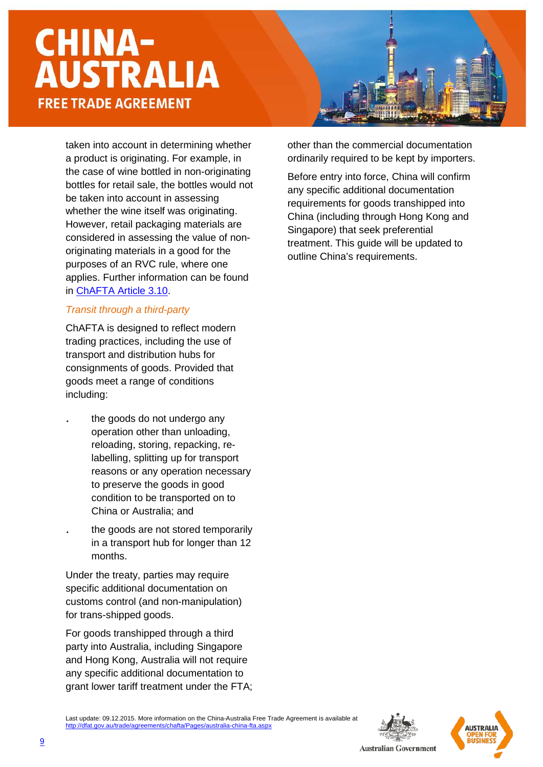taken into account in determining whether a product is originating. For example, in the case of wine bottled in non-originating bottles for retail sale, the bottles would not be taken into account in assessing whether the wine itself was originating. However, retail packaging materials are considered in assessing the value of non-originating materials in a good for the purposes of an RVC rule, where one applies. Further information can be found in [ChAFTA Article 3.10](#).

*Transit through a third-party*

ChAFTA is designed to reflect modern trading practices, including the use of transport and distribution hubs for consignments of goods. Provided that goods meet a range of conditions including:

- the goods do not undergo any operation other than unloading, reloading, storing, repacking, re-labelling, splitting up for transport reasons or any operation necessary to preserve the goods in good condition to be transported on to China or Australia; and
- the goods are not stored temporarily in a transport hub for longer than 12 months.

Under the treaty, parties may require specific additional documentation on customs control (and non-manipulation) for trans-shipped goods.

For goods transhipped through a third party into Australia, including Singapore and Hong Kong, Australia will not require any specific additional documentation to grant lower tariff treatment under the FTA; other than the commercial documentation ordinarily required to be kept by importers.

Before entry into force, China will confirm any specific additional documentation requirements for goods transhipped into China (including through Hong Kong and Singapore) that seek preferential treatment. This guide will be updated to outline China's requirements.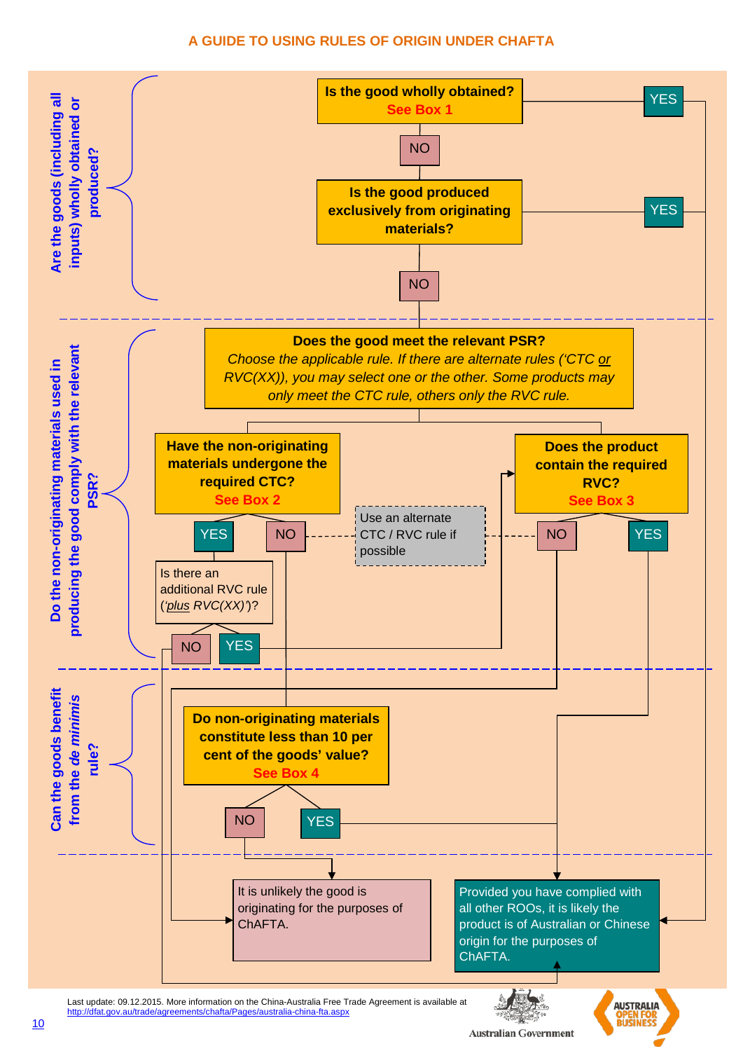# A GUIDE TO USING RULES OF ORIGIN UNDER CHAFTA

## Are the goods (including all inputs) wholly obtained or produced?

**Is the good wholly obtained?** See Box 1

- YES → Provided you have complied with all other ROOs, it is likely the product is of Australian or Chinese origin for the purposes of ChAFTA.
- NO ↓

**Is the good produced exclusively from originating materials?**

- YES → Provided you have complied with all other ROOs, it is likely the product is of Australian or Chinese origin for the purposes of ChAFTA.
- NO ↓

## Do the non-originating materials used in producing the good comply with the relevant PSR?

**Does the good meet the relevant PSR?**

*Choose the applicable rule. If there are alternate rules ('CTC or RVC(XX)), you may select one or the other. Some products may only meet the CTC rule, others only the RVC rule.*

**Have the non-originating materials undergone the required CTC?** See Box 2

- YES → Is there an additional RVC rule (*'plus RVC(XX)'*)?
  - NO → Provided you have complied with all other ROOs, it is likely the product is of Australian or Chinese origin for the purposes of ChAFTA.
  - YES → Does the product contain the required RVC?
- NO → Do non-originating materials constitute less than 10 per cent of the goods' value?

Use an alternate CTC / RVC rule if possible

**Does the product contain the required RVC?** See Box 3

- NO → It is unlikely the good is originating for the purposes of ChAFTA.
- YES → Provided you have complied with all other ROOs, it is likely the product is of Australian or Chinese origin for the purposes of ChAFTA.

## Can the goods benefit from the *de minimis* rule?

**Do non-originating materials constitute less than 10 per cent of the goods' value?** See Box 4

- NO → It is unlikely the good is originating for the purposes of ChAFTA.
- YES → Provided you have complied with all other ROOs, it is likely the product is of Australian or Chinese origin for the purposes of ChAFTA.

---

Last update: 09.12.2015. More information on the China-Australia Free Trade Agreement is available at http://dfat.gov.au/trade/agreements/chafta/Pages/australia-china-fta.aspx

Australian Government

AUSTRALIA OPEN FOR BUSINESS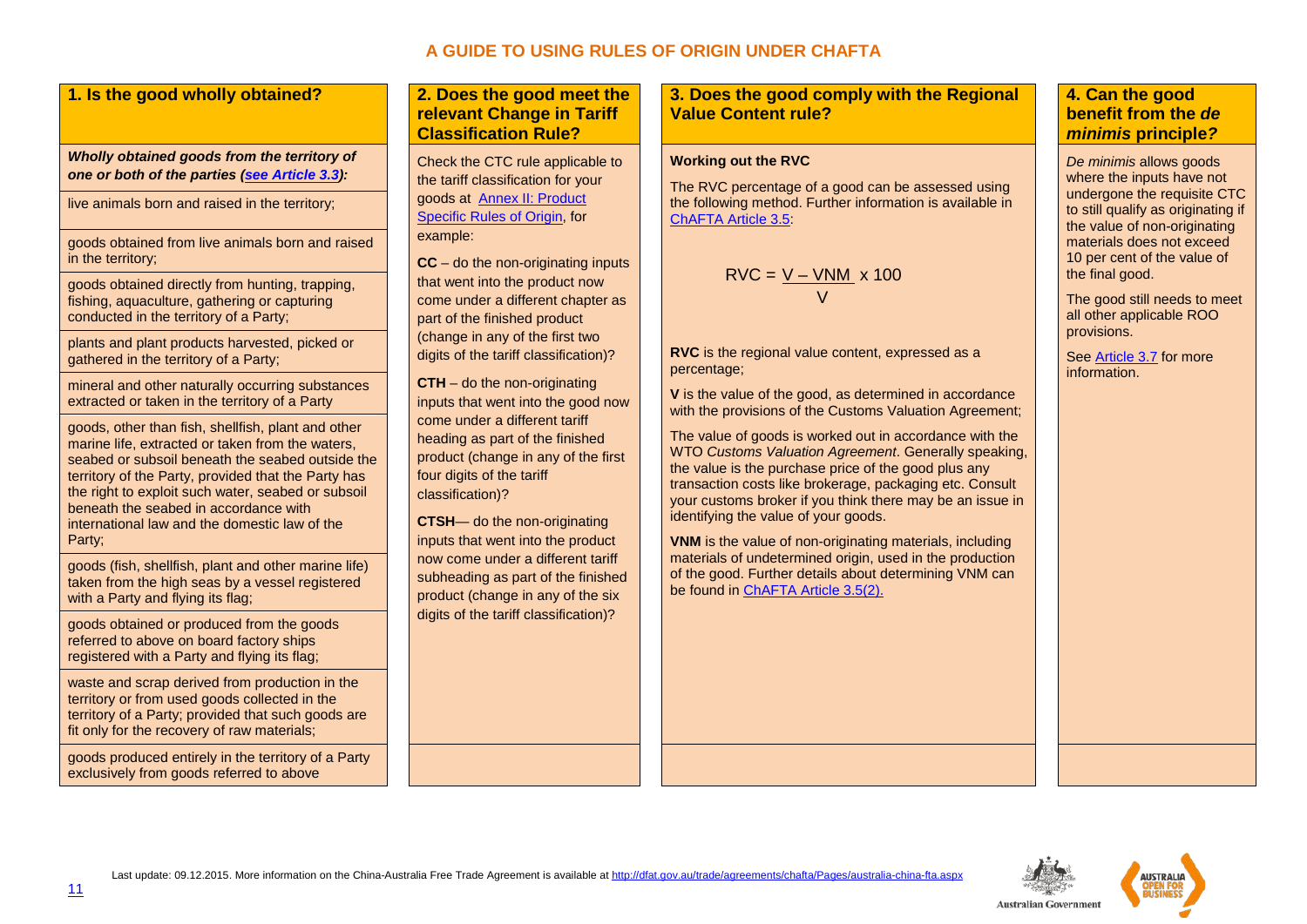# A GUIDE TO USING RULES OF ORIGIN UNDER CHAFTA

## 1. Is the good wholly obtained?

***Wholly obtained goods from the territory of one or both of the parties ([see Article 3.3](#)):***

- live animals born and raised in the territory;
- goods obtained from live animals born and raised in the territory;
- goods obtained directly from hunting, trapping, fishing, aquaculture, gathering or capturing conducted in the territory of a Party;
- plants and plant products harvested, picked or gathered in the territory of a Party;
- mineral and other naturally occurring substances extracted or taken in the territory of a Party
- goods, other than fish, shellfish, plant and other marine life, extracted or taken from the waters, seabed or subsoil beneath the seabed outside the territory of the Party, provided that the Party has the right to exploit such water, seabed or subsoil beneath the seabed in accordance with international law and the domestic law of the Party;
- goods (fish, shellfish, plant and other marine life) taken from the high seas by a vessel registered with a Party and flying its flag;
- goods obtained or produced from the goods referred to above on board factory ships registered with a Party and flying its flag;
- waste and scrap derived from production in the territory or from used goods collected in the territory of a Party; provided that such goods are fit only for the recovery of raw materials;
- goods produced entirely in the territory of a Party exclusively from goods referred to above

## 2. Does the good meet the relevant Change in Tariff Classification Rule?

Check the CTC rule applicable to the tariff classification for your goods at [Annex II: Product Specific Rules of Origin](#), for example:

**CC** – do the non-originating inputs that went into the product now come under a different chapter as part of the finished product (change in any of the first two digits of the tariff classification)?

**CTH** – do the non-originating inputs that went into the good now come under a different tariff heading as part of the finished product (change in any of the first four digits of the tariff classification)?

**CTSH**— do the non-originating inputs that went into the product now come under a different tariff subheading as part of the finished product (change in any of the six digits of the tariff classification)?

## 3. Does the good comply with the Regional Value Content rule?

**Working out the RVC**

The RVC percentage of a good can be assessed using the following method. Further information is available in [ChAFTA Article 3.5](#):

$$RVC = \frac{V - VNM}{V} \times 100$$

**RVC** is the regional value content, expressed as a percentage;

**V** is the value of the good, as determined in accordance with the provisions of the Customs Valuation Agreement;

The value of goods is worked out in accordance with the WTO *Customs Valuation Agreement*. Generally speaking, the value is the purchase price of the good plus any transaction costs like brokerage, packaging etc. Consult your customs broker if you think there may be an issue in identifying the value of your goods.

**VNM** is the value of non-originating materials, including materials of undetermined origin, used in the production of the good. Further details about determining VNM can be found in [ChAFTA Article 3.5(2).](#)

## 4. Can the good benefit from the *de minimis* principle?

*De minimis* allows goods where the inputs have not undergone the requisite CTC to still qualify as originating if the value of non-originating materials does not exceed 10 per cent of the value of the final good.

The good still needs to meet all other applicable ROO provisions.

See [Article 3.7](#) for more information.

Last update: 09.12.2015. More information on the China-Australia Free Trade Agreement is available at http://dfat.gov.au/trade/agreements/chafta/Pages/australia-china-fta.aspx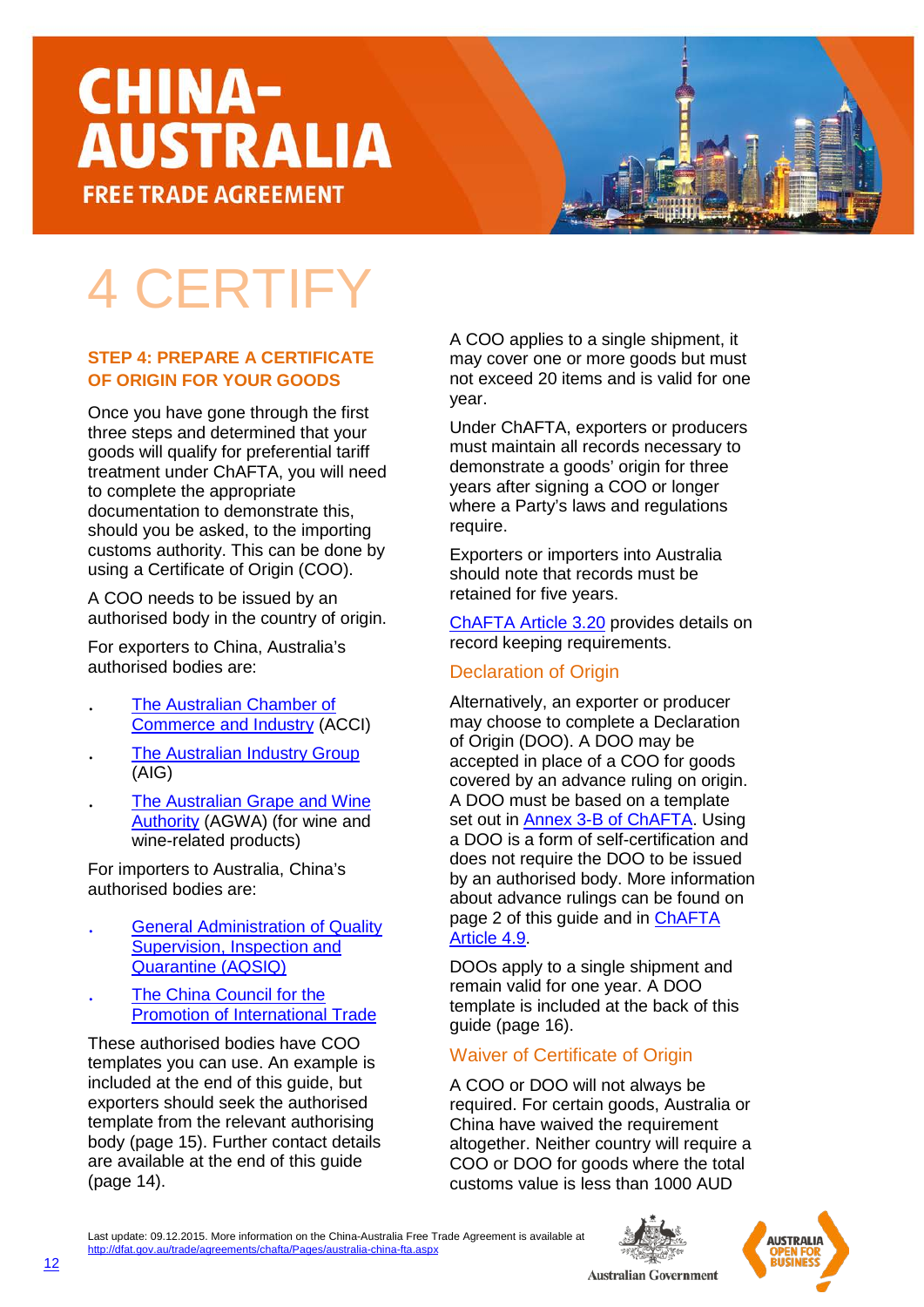# 4 CERTIFY

### STEP 4: PREPARE A CERTIFICATE OF ORIGIN FOR YOUR GOODS

Once you have gone through the first three steps and determined that your goods will qualify for preferential tariff treatment under ChAFTA, you will need to complete the appropriate documentation to demonstrate this, should you be asked, to the importing customs authority. This can be done by using a Certificate of Origin (COO).

A COO needs to be issued by an authorised body in the country of origin.

For exporters to China, Australia's authorised bodies are:

- The Australian Chamber of Commerce and Industry (ACCI)
- The Australian Industry Group (AIG)
- The Australian Grape and Wine Authority (AGWA) (for wine and wine-related products)

For importers to Australia, China's authorised bodies are:

- General Administration of Quality Supervision, Inspection and Quarantine (AQSIQ)
- The China Council for the Promotion of International Trade

These authorised bodies have COO templates you can use. An example is included at the end of this guide, but exporters should seek the authorised template from the relevant authorising body (page 15). Further contact details are available at the end of this guide (page 14).

A COO applies to a single shipment, it may cover one or more goods but must not exceed 20 items and is valid for one year.

Under ChAFTA, exporters or producers must maintain all records necessary to demonstrate a goods' origin for three years after signing a COO or longer where a Party's laws and regulations require.

Exporters or importers into Australia should note that records must be retained for five years.

ChAFTA Article 3.20 provides details on record keeping requirements.

## Declaration of Origin

Alternatively, an exporter or producer may choose to complete a Declaration of Origin (DOO). A DOO may be accepted in place of a COO for goods covered by an advance ruling on origin. A DOO must be based on a template set out in Annex 3-B of ChAFTA. Using a DOO is a form of self-certification and does not require the DOO to be issued by an authorised body. More information about advance rulings can be found on page 2 of this guide and in ChAFTA Article 4.9.

DOOs apply to a single shipment and remain valid for one year. A DOO template is included at the back of this guide (page 16).

## Waiver of Certificate of Origin

A COO or DOO will not always be required. For certain goods, Australia or China have waived the requirement altogether. Neither country will require a COO or DOO for goods where the total customs value is less than 1000 AUD

Last update: 09.12.2015. More information on the China-Australia Free Trade Agreement is available at http://dfat.gov.au/trade/agreements/chafta/Pages/australia-china-fta.aspx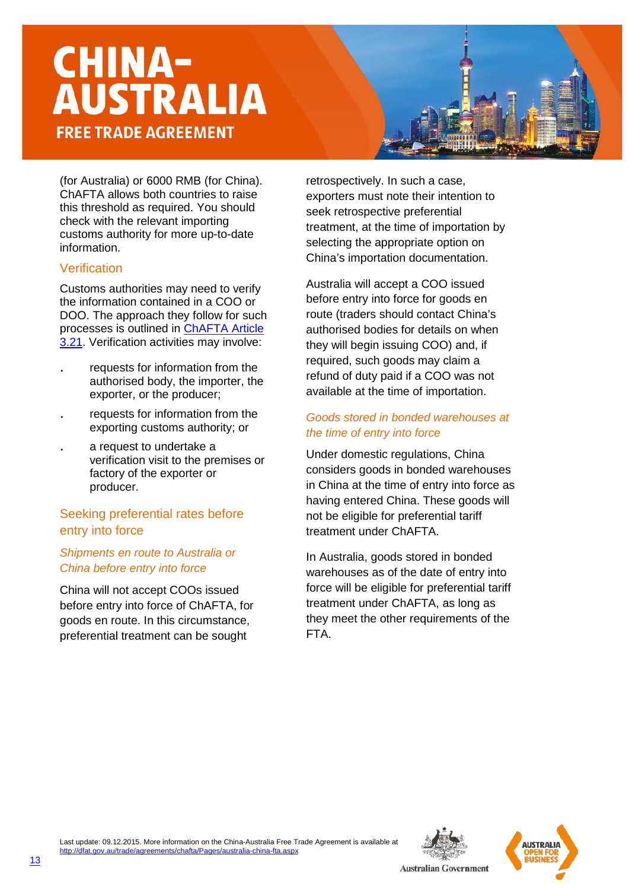(for Australia) or 6000 RMB (for China). ChAFTA allows both countries to raise this threshold as required. You should check with the relevant importing customs authority for more up-to-date information.

### Verification

Customs authorities may need to verify the information contained in a COO or DOO. The approach they follow for such processes is outlined in ChAFTA Article 3.21. Verification activities may involve:

- requests for information from the authorised body, the importer, the exporter, or the producer;
- requests for information from the exporting customs authority; or
- a request to undertake a verification visit to the premises or factory of the exporter or producer.

### Seeking preferential rates before entry into force

#### *Shipments en route to Australia or China before entry into force*

China will not accept COOs issued before entry into force of ChAFTA, for goods en route. In this circumstance, preferential treatment can be sought retrospectively. In such a case, exporters must note their intention to seek retrospective preferential treatment, at the time of importation by selecting the appropriate option on China's importation documentation.

Australia will accept a COO issued before entry into force for goods en route (traders should contact China's authorised bodies for details on when they will begin issuing COO) and, if required, such goods may claim a refund of duty paid if a COO was not available at the time of importation.

#### *Goods stored in bonded warehouses at the time of entry into force*

Under domestic regulations, China considers goods in bonded warehouses in China at the time of entry into force as having entered China. These goods will not be eligible for preferential tariff treatment under ChAFTA.

In Australia, goods stored in bonded warehouses as of the date of entry into force will be eligible for preferential tariff treatment under ChAFTA, as long as they meet the other requirements of the FTA.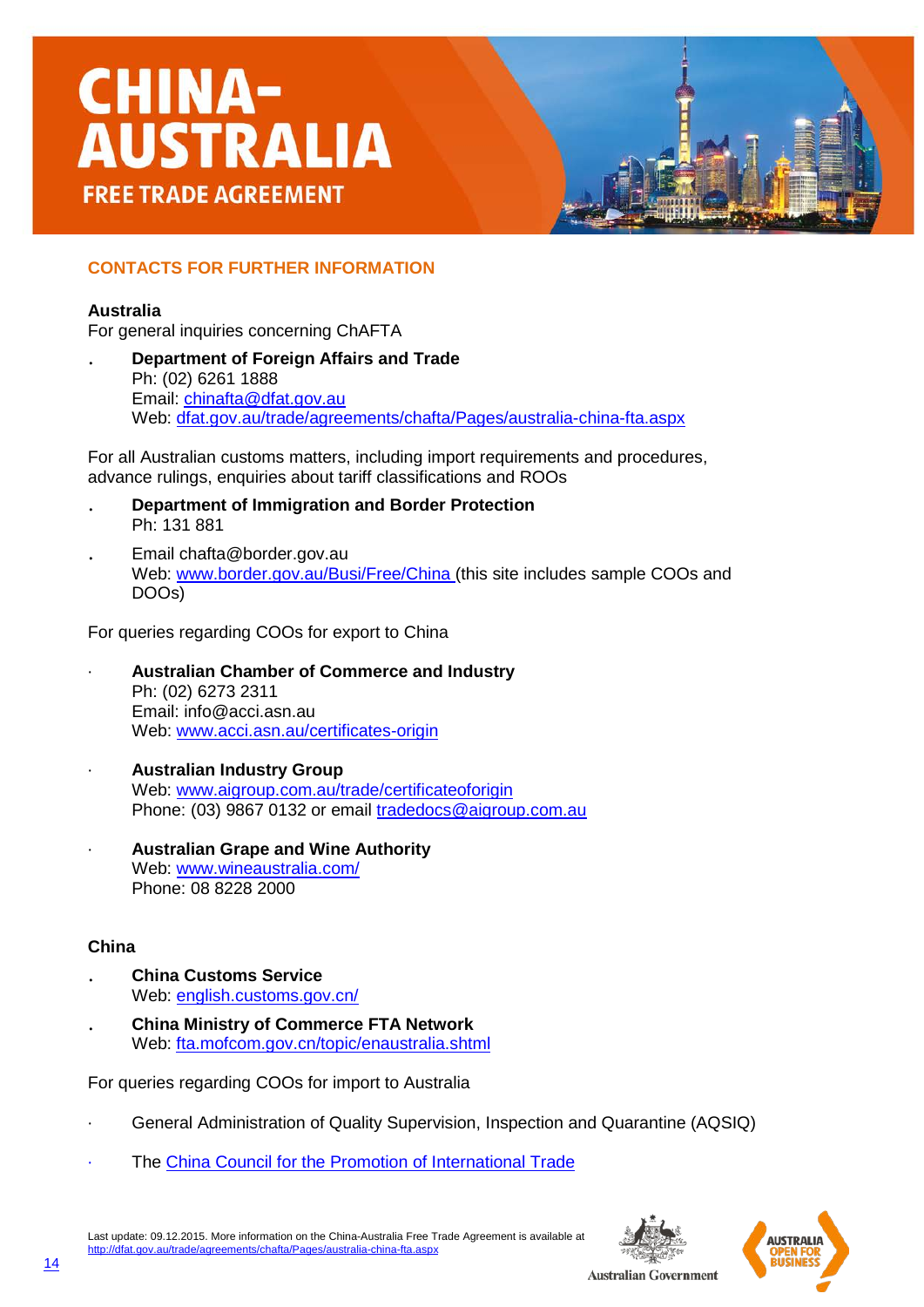## CONTACTS FOR FURTHER INFORMATION

### Australia

For general inquiries concerning ChAFTA

- **Department of Foreign Affairs and Trade**
  Ph: (02) 6261 1888
  Email: chinafta@dfat.gov.au
  Web: dfat.gov.au/trade/agreements/chafta/Pages/australia-china-fta.aspx

For all Australian customs matters, including import requirements and procedures, advance rulings, enquiries about tariff classifications and ROOs

- **Department of Immigration and Border Protection**
  Ph: 131 881
- Email chafta@border.gov.au
  Web: www.border.gov.au/Busi/Free/China (this site includes sample COOs and DOOs)

For queries regarding COOs for export to China

- **Australian Chamber of Commerce and Industry**
  Ph: (02) 6273 2311
  Email: info@acci.asn.au
  Web: www.acci.asn.au/certificates-origin
- **Australian Industry Group**
  Web: www.aigroup.com.au/trade/certificateoforigin
  Phone: (03) 9867 0132 or email tradedocs@aigroup.com.au
- **Australian Grape and Wine Authority**
  Web: www.wineaustralia.com/
  Phone: 08 8228 2000

### China

- **China Customs Service**
  Web: english.customs.gov.cn/
- **China Ministry of Commerce FTA Network**
  Web: fta.mofcom.gov.cn/topic/enaustralia.shtml

For queries regarding COOs for import to Australia

- General Administration of Quality Supervision, Inspection and Quarantine (AQSIQ)
- The China Council for the Promotion of International Trade

Last update: 09.12.2015. More information on the China-Australia Free Trade Agreement is available at http://dfat.gov.au/trade/agreements/chafta/Pages/australia-china-fta.aspx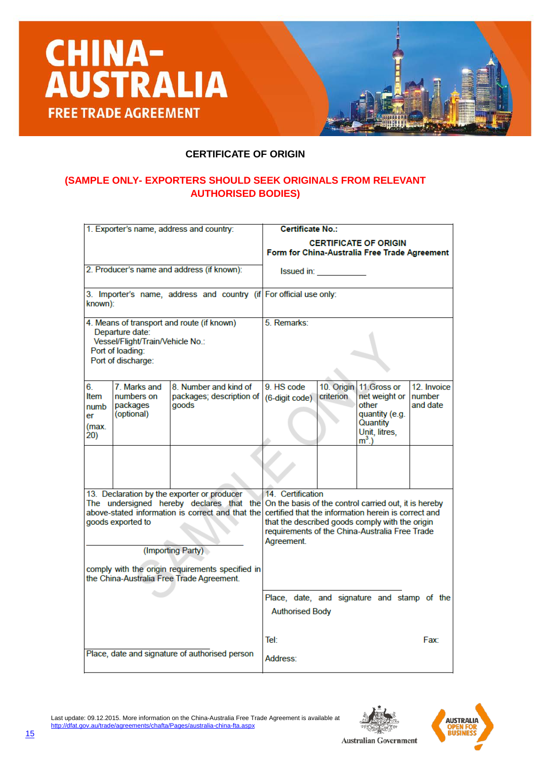# CHINA-AUSTRALIA FREE TRADE AGREEMENT

**CERTIFICATE OF ORIGIN**

**(SAMPLE ONLY- EXPORTERS SHOULD SEEK ORIGINALS FROM RELEVANT AUTHORISED BODIES)**

| 1. Exporter's name, address and country: | | | | **Certificate No.:**<br><br>**CERTIFICATE OF ORIGIN**<br>**Form for China-Australia Free Trade Agreement** | | | |
|---|---|---|---|---|---|---|---|
| 2. Producer's name and address (if known): | | | | Issued in: ___________ | | | |
| 3. Importer's name, address and country (if known): | | | | For official use only: | | | |
| 4. Means of transport and route (if known)<br>Departure date:<br>Vessel/Flight/Train/Vehicle No.:<br>Port of loading:<br>Port of discharge: | | | | 5. Remarks: | | | |
| 6. Item number (max. 20) | 7. Marks and numbers on packages (optional) | 8. Number and kind of packages; description of goods | | 9. HS code (6-digit code) | 10. Origin criterion | 11.Gross or net weight or other quantity (e.g. Quantity Unit, litres, $m^3$.) | 12. Invoice number and date |
| | | | | | | | |
| 13. Declaration by the exporter or producer<br>The undersigned hereby declares that the above-stated information is correct and that the goods exported to<br><br>___________________<br>(Importing Party)<br><br>comply with the origin requirements specified in the China-Australia Free Trade Agreement.<br><br>___________________<br>Place, date and signature of authorised person | | | | 14. Certification<br>On the basis of the control carried out, it is hereby certified that the information herein is correct and that the described goods comply with the origin requirements of the China-Australia Free Trade Agreement.<br><br>___________________<br>Place, date, and signature and stamp of the Authorised Body<br><br>Tel: Fax:<br><br>Address: | | | |

Last update: 09.12.2015. More information on the China-Australia Free Trade Agreement is available at http://dfat.gov.au/trade/agreements/chafta/Pages/australia-china-fta.aspx

Australian Government

AUSTRALIA OPEN FOR BUSINESS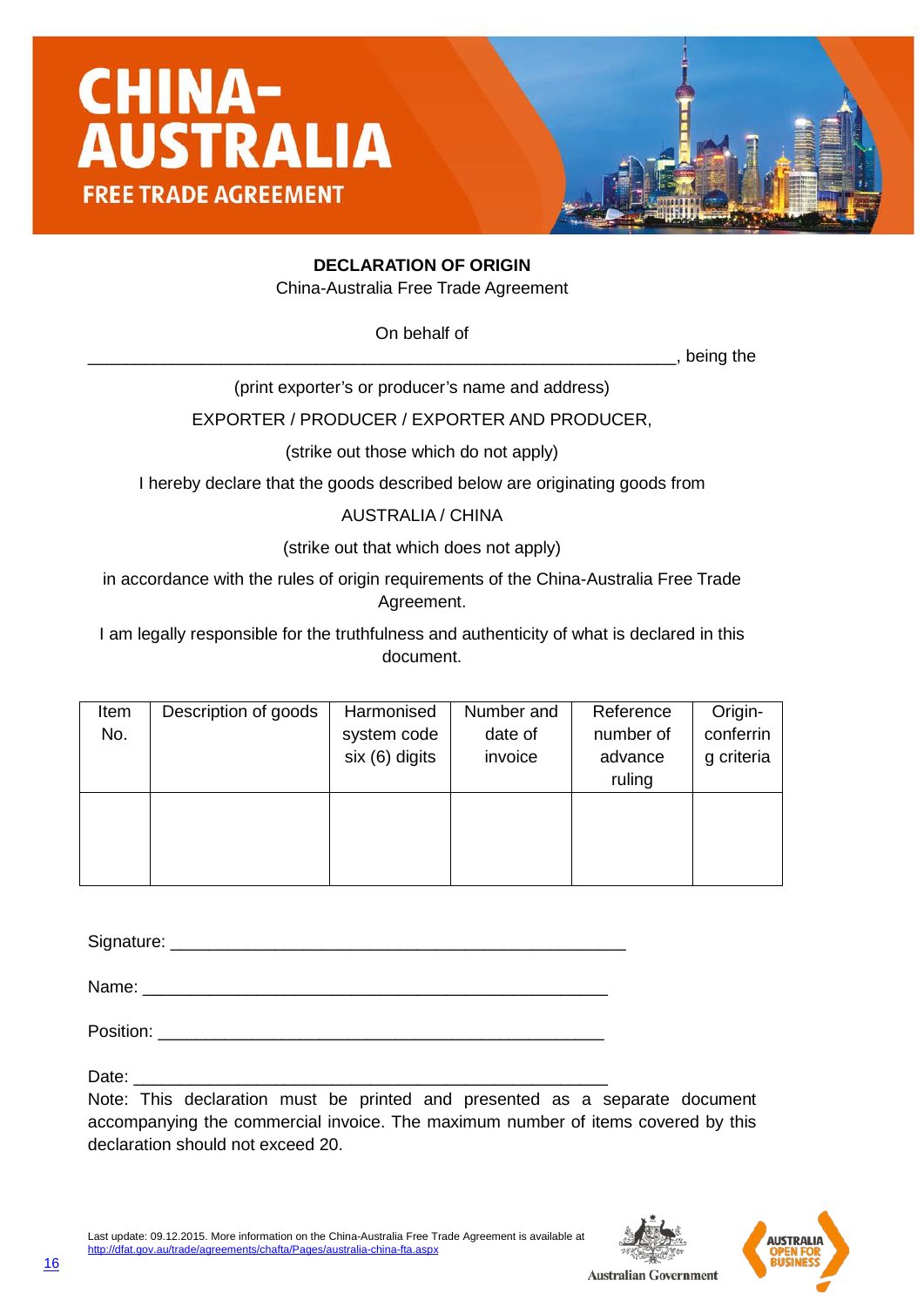CHINA-AUSTRALIA

FREE TRADE AGREEMENT

## DECLARATION OF ORIGIN

China-Australia Free Trade Agreement

On behalf of

_______________________________________________________________, being the

(print exporter's or producer's name and address)

EXPORTER / PRODUCER / EXPORTER AND PRODUCER,

(strike out those which do not apply)

I hereby declare that the goods described below are originating goods from

AUSTRALIA / CHINA

(strike out that which does not apply)

in accordance with the rules of origin requirements of the China-Australia Free Trade Agreement.

I am legally responsible for the truthfulness and authenticity of what is declared in this document.

| Item No. | Description of goods | Harmonised system code six (6) digits | Number and date of invoice | Reference number of advance ruling | Origin-conferring criteria |
|---|---|---|---|---|---|
| | | | | | |

Signature: _______________________________________________

Name: _______________________________________________

Position: _______________________________________________

Date: _______________________________________________

Note: This declaration must be printed and presented as a separate document accompanying the commercial invoice. The maximum number of items covered by this declaration should not exceed 20.

Last update: 09.12.2015. More information on the China-Australia Free Trade Agreement is available at http://dfat.gov.au/trade/agreements/chafta/Pages/australia-china-fta.aspx

Australian Government

AUSTRALIA OPEN FOR BUSINESS